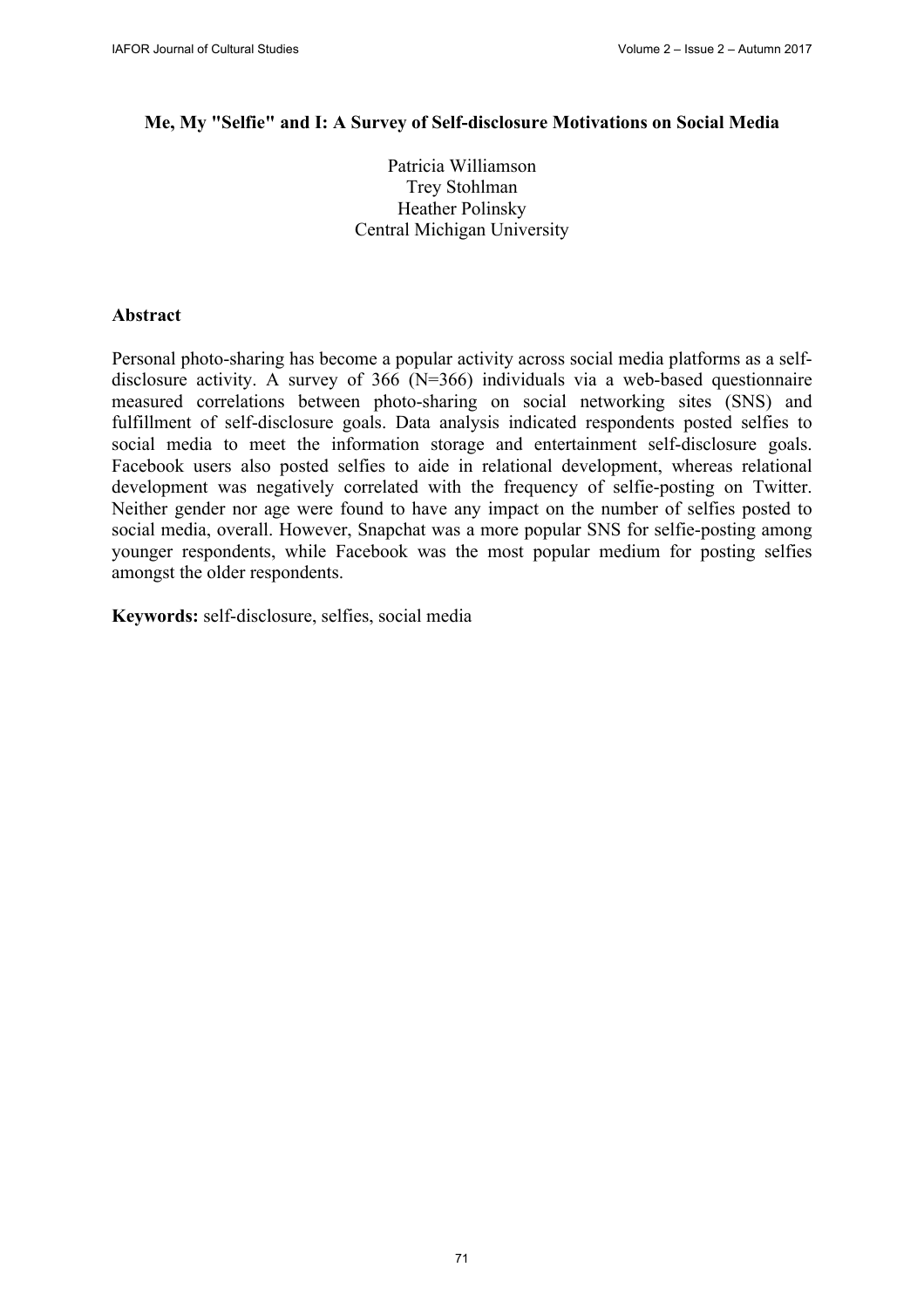# Me, My "Selfie" and I: A Survey of Self-disclosure Motivations on Social Media

Patricia Williamson
Trey Stohlman
Heather Polinsky
Central Michigan University

## Abstract

Personal photo-sharing has become a popular activity across social media platforms as a self-disclosure activity. A survey of 366 (N=366) individuals via a web-based questionnaire measured correlations between photo-sharing on social networking sites (SNS) and fulfillment of self-disclosure goals. Data analysis indicated respondents posted selfies to social media to meet the information storage and entertainment self-disclosure goals. Facebook users also posted selfies to aide in relational development, whereas relational development was negatively correlated with the frequency of selfie-posting on Twitter. Neither gender nor age were found to have any impact on the number of selfies posted to social media, overall. However, Snapchat was a more popular SNS for selfie-posting among younger respondents, while Facebook was the most popular medium for posting selfies amongst the older respondents.

**Keywords:** self-disclosure, selfies, social media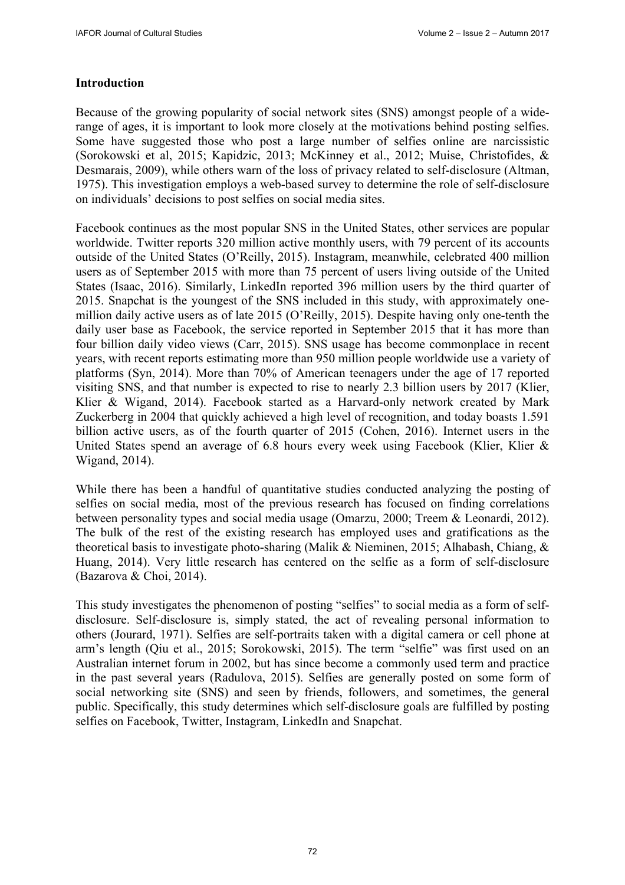## Introduction

Because of the growing popularity of social network sites (SNS) amongst people of a wide-range of ages, it is important to look more closely at the motivations behind posting selfies. Some have suggested those who post a large number of selfies online are narcissistic (Sorokowski et al, 2015; Kapidzic, 2013; McKinney et al., 2012; Muise, Christofides, & Desmarais, 2009), while others warn of the loss of privacy related to self-disclosure (Altman, 1975). This investigation employs a web-based survey to determine the role of self-disclosure on individuals' decisions to post selfies on social media sites.

Facebook continues as the most popular SNS in the United States, other services are popular worldwide. Twitter reports 320 million active monthly users, with 79 percent of its accounts outside of the United States (O'Reilly, 2015). Instagram, meanwhile, celebrated 400 million users as of September 2015 with more than 75 percent of users living outside of the United States (Isaac, 2016). Similarly, LinkedIn reported 396 million users by the third quarter of 2015. Snapchat is the youngest of the SNS included in this study, with approximately one-million daily active users as of late 2015 (O'Reilly, 2015). Despite having only one-tenth the daily user base as Facebook, the service reported in September 2015 that it has more than four billion daily video views (Carr, 2015). SNS usage has become commonplace in recent years, with recent reports estimating more than 950 million people worldwide use a variety of platforms (Syn, 2014). More than 70% of American teenagers under the age of 17 reported visiting SNS, and that number is expected to rise to nearly 2.3 billion users by 2017 (Klier, Klier & Wigand, 2014). Facebook started as a Harvard-only network created by Mark Zuckerberg in 2004 that quickly achieved a high level of recognition, and today boasts 1.591 billion active users, as of the fourth quarter of 2015 (Cohen, 2016). Internet users in the United States spend an average of 6.8 hours every week using Facebook (Klier, Klier & Wigand, 2014).

While there has been a handful of quantitative studies conducted analyzing the posting of selfies on social media, most of the previous research has focused on finding correlations between personality types and social media usage (Omarzu, 2000; Treem & Leonardi, 2012). The bulk of the rest of the existing research has employed uses and gratifications as the theoretical basis to investigate photo-sharing (Malik & Nieminen, 2015; Alhabash, Chiang, & Huang, 2014). Very little research has centered on the selfie as a form of self-disclosure (Bazarova & Choi, 2014).

This study investigates the phenomenon of posting "selfies" to social media as a form of self-disclosure. Self-disclosure is, simply stated, the act of revealing personal information to others (Jourard, 1971). Selfies are self-portraits taken with a digital camera or cell phone at arm's length (Qiu et al., 2015; Sorokowski, 2015). The term "selfie" was first used on an Australian internet forum in 2002, but has since become a commonly used term and practice in the past several years (Radulova, 2015). Selfies are generally posted on some form of social networking site (SNS) and seen by friends, followers, and sometimes, the general public. Specifically, this study determines which self-disclosure goals are fulfilled by posting selfies on Facebook, Twitter, Instagram, LinkedIn and Snapchat.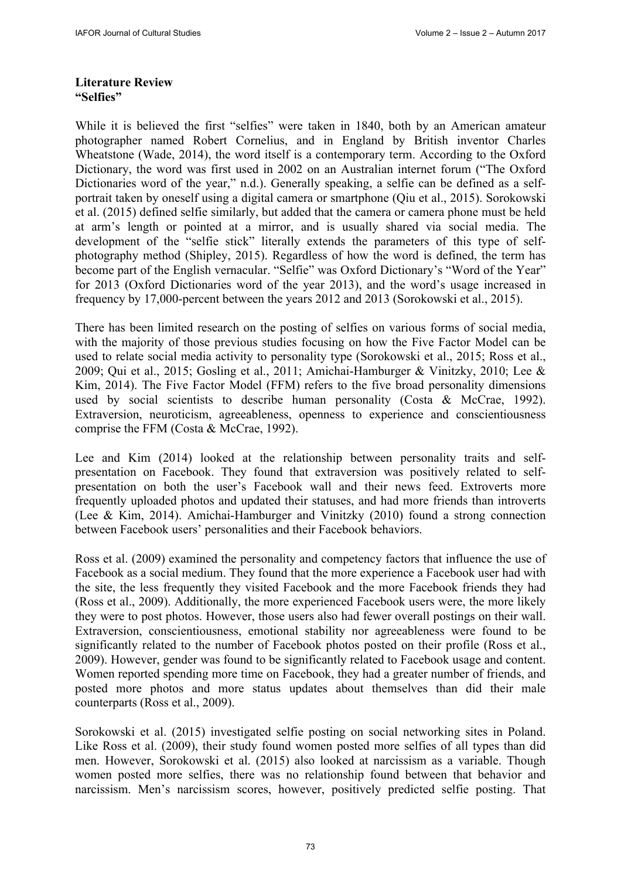## Literature Review

### "Selfies"

While it is believed the first "selfies" were taken in 1840, both by an American amateur photographer named Robert Cornelius, and in England by British inventor Charles Wheatstone (Wade, 2014), the word itself is a contemporary term. According to the Oxford Dictionary, the word was first used in 2002 on an Australian internet forum ("The Oxford Dictionaries word of the year," n.d.). Generally speaking, a selfie can be defined as a self-portrait taken by oneself using a digital camera or smartphone (Qiu et al., 2015). Sorokowski et al. (2015) defined selfie similarly, but added that the camera or camera phone must be held at arm's length or pointed at a mirror, and is usually shared via social media. The development of the "selfie stick" literally extends the parameters of this type of self-photography method (Shipley, 2015). Regardless of how the word is defined, the term has become part of the English vernacular. "Selfie" was Oxford Dictionary's "Word of the Year" for 2013 (Oxford Dictionaries word of the year 2013), and the word's usage increased in frequency by 17,000-percent between the years 2012 and 2013 (Sorokowski et al., 2015).

There has been limited research on the posting of selfies on various forms of social media, with the majority of those previous studies focusing on how the Five Factor Model can be used to relate social media activity to personality type (Sorokowski et al., 2015; Ross et al., 2009; Qui et al., 2015; Gosling et al., 2011; Amichai-Hamburger & Vinitzky, 2010; Lee & Kim, 2014). The Five Factor Model (FFM) refers to the five broad personality dimensions used by social scientists to describe human personality (Costa & McCrae, 1992). Extraversion, neuroticism, agreeableness, openness to experience and conscientiousness comprise the FFM (Costa & McCrae, 1992).

Lee and Kim (2014) looked at the relationship between personality traits and self-presentation on Facebook. They found that extraversion was positively related to self-presentation on both the user's Facebook wall and their news feed. Extroverts more frequently uploaded photos and updated their statuses, and had more friends than introverts (Lee & Kim, 2014). Amichai-Hamburger and Vinitzky (2010) found a strong connection between Facebook users' personalities and their Facebook behaviors.

Ross et al. (2009) examined the personality and competency factors that influence the use of Facebook as a social medium. They found that the more experience a Facebook user had with the site, the less frequently they visited Facebook and the more Facebook friends they had (Ross et al., 2009). Additionally, the more experienced Facebook users were, the more likely they were to post photos. However, those users also had fewer overall postings on their wall. Extraversion, conscientiousness, emotional stability nor agreeableness were found to be significantly related to the number of Facebook photos posted on their profile (Ross et al., 2009). However, gender was found to be significantly related to Facebook usage and content. Women reported spending more time on Facebook, they had a greater number of friends, and posted more photos and more status updates about themselves than did their male counterparts (Ross et al., 2009).

Sorokowski et al. (2015) investigated selfie posting on social networking sites in Poland. Like Ross et al. (2009), their study found women posted more selfies of all types than did men. However, Sorokowski et al. (2015) also looked at narcissism as a variable. Though women posted more selfies, there was no relationship found between that behavior and narcissism. Men's narcissism scores, however, positively predicted selfie posting. That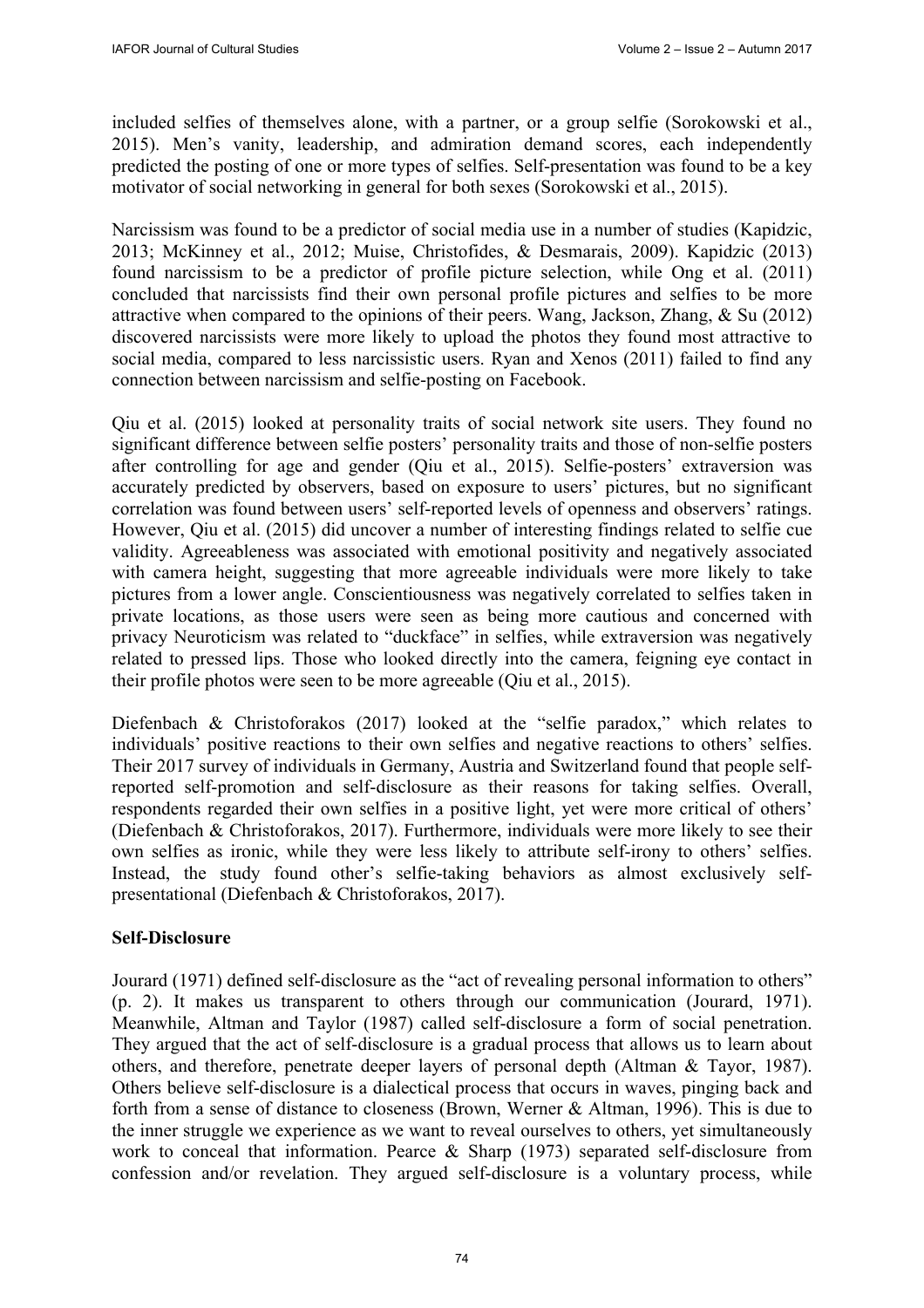included selfies of themselves alone, with a partner, or a group selfie (Sorokowski et al., 2015). Men's vanity, leadership, and admiration demand scores, each independently predicted the posting of one or more types of selfies. Self-presentation was found to be a key motivator of social networking in general for both sexes (Sorokowski et al., 2015).

Narcissism was found to be a predictor of social media use in a number of studies (Kapidzic, 2013; McKinney et al., 2012; Muise, Christofides, & Desmarais, 2009). Kapidzic (2013) found narcissism to be a predictor of profile picture selection, while Ong et al. (2011) concluded that narcissists find their own personal profile pictures and selfies to be more attractive when compared to the opinions of their peers. Wang, Jackson, Zhang, & Su (2012) discovered narcissists were more likely to upload the photos they found most attractive to social media, compared to less narcissistic users. Ryan and Xenos (2011) failed to find any connection between narcissism and selfie-posting on Facebook.

Qiu et al. (2015) looked at personality traits of social network site users. They found no significant difference between selfie posters' personality traits and those of non-selfie posters after controlling for age and gender (Qiu et al., 2015). Selfie-posters' extraversion was accurately predicted by observers, based on exposure to users' pictures, but no significant correlation was found between users' self-reported levels of openness and observers' ratings. However, Qiu et al. (2015) did uncover a number of interesting findings related to selfie cue validity. Agreeableness was associated with emotional positivity and negatively associated with camera height, suggesting that more agreeable individuals were more likely to take pictures from a lower angle. Conscientiousness was negatively correlated to selfies taken in private locations, as those users were seen as being more cautious and concerned with privacy Neuroticism was related to "duckface" in selfies, while extraversion was negatively related to pressed lips. Those who looked directly into the camera, feigning eye contact in their profile photos were seen to be more agreeable (Qiu et al., 2015).

Diefenbach & Christoforakos (2017) looked at the "selfie paradox," which relates to individuals' positive reactions to their own selfies and negative reactions to others' selfies. Their 2017 survey of individuals in Germany, Austria and Switzerland found that people self-reported self-promotion and self-disclosure as their reasons for taking selfies. Overall, respondents regarded their own selfies in a positive light, yet were more critical of others' (Diefenbach & Christoforakos, 2017). Furthermore, individuals were more likely to see their own selfies as ironic, while they were less likely to attribute self-irony to others' selfies. Instead, the study found other's selfie-taking behaviors as almost exclusively self-presentational (Diefenbach & Christoforakos, 2017).

**Self-Disclosure**

Jourard (1971) defined self-disclosure as the "act of revealing personal information to others" (p. 2). It makes us transparent to others through our communication (Jourard, 1971). Meanwhile, Altman and Taylor (1987) called self-disclosure a form of social penetration. They argued that the act of self-disclosure is a gradual process that allows us to learn about others, and therefore, penetrate deeper layers of personal depth (Altman & Tayor, 1987). Others believe self-disclosure is a dialectical process that occurs in waves, pinging back and forth from a sense of distance to closeness (Brown, Werner & Altman, 1996). This is due to the inner struggle we experience as we want to reveal ourselves to others, yet simultaneously work to conceal that information. Pearce & Sharp (1973) separated self-disclosure from confession and/or revelation. They argued self-disclosure is a voluntary process, while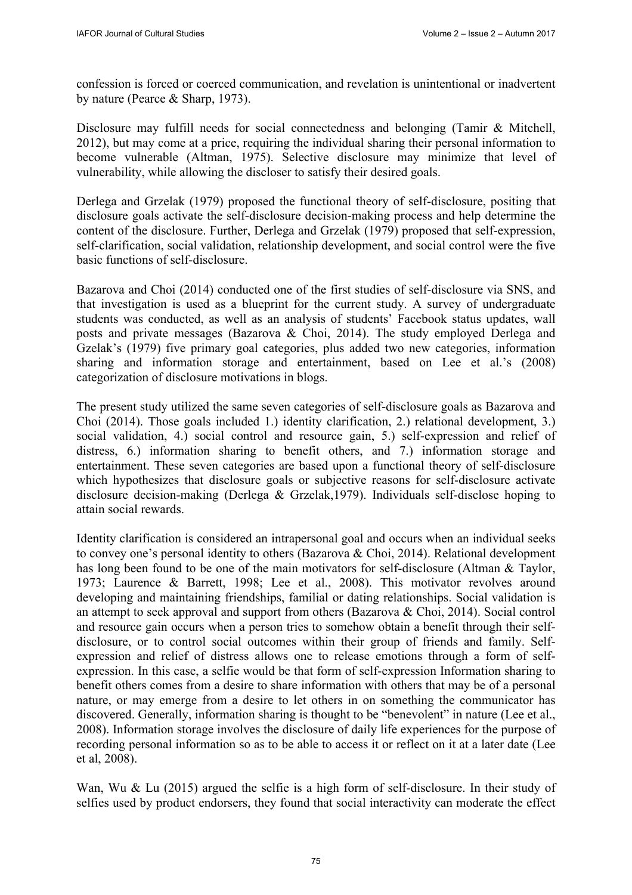confession is forced or coerced communication, and revelation is unintentional or inadvertent by nature (Pearce & Sharp, 1973).

Disclosure may fulfill needs for social connectedness and belonging (Tamir & Mitchell, 2012), but may come at a price, requiring the individual sharing their personal information to become vulnerable (Altman, 1975). Selective disclosure may minimize that level of vulnerability, while allowing the discloser to satisfy their desired goals.

Derlega and Grzelak (1979) proposed the functional theory of self-disclosure, positing that disclosure goals activate the self-disclosure decision-making process and help determine the content of the disclosure. Further, Derlega and Grzelak (1979) proposed that self-expression, self-clarification, social validation, relationship development, and social control were the five basic functions of self-disclosure.

Bazarova and Choi (2014) conducted one of the first studies of self-disclosure via SNS, and that investigation is used as a blueprint for the current study. A survey of undergraduate students was conducted, as well as an analysis of students' Facebook status updates, wall posts and private messages (Bazarova & Choi, 2014). The study employed Derlega and Gzelak's (1979) five primary goal categories, plus added two new categories, information sharing and information storage and entertainment, based on Lee et al.'s (2008) categorization of disclosure motivations in blogs.

The present study utilized the same seven categories of self-disclosure goals as Bazarova and Choi (2014). Those goals included 1.) identity clarification, 2.) relational development, 3.) social validation, 4.) social control and resource gain, 5.) self-expression and relief of distress, 6.) information sharing to benefit others, and 7.) information storage and entertainment. These seven categories are based upon a functional theory of self-disclosure which hypothesizes that disclosure goals or subjective reasons for self-disclosure activate disclosure decision-making (Derlega & Grzelak,1979). Individuals self-disclose hoping to attain social rewards.

Identity clarification is considered an intrapersonal goal and occurs when an individual seeks to convey one's personal identity to others (Bazarova & Choi, 2014). Relational development has long been found to be one of the main motivators for self-disclosure (Altman & Taylor, 1973; Laurence & Barrett, 1998; Lee et al., 2008). This motivator revolves around developing and maintaining friendships, familial or dating relationships. Social validation is an attempt to seek approval and support from others (Bazarova & Choi, 2014). Social control and resource gain occurs when a person tries to somehow obtain a benefit through their self-disclosure, or to control social outcomes within their group of friends and family. Self-expression and relief of distress allows one to release emotions through a form of self-expression. In this case, a selfie would be that form of self-expression Information sharing to benefit others comes from a desire to share information with others that may be of a personal nature, or may emerge from a desire to let others in on something the communicator has discovered. Generally, information sharing is thought to be "benevolent" in nature (Lee et al., 2008). Information storage involves the disclosure of daily life experiences for the purpose of recording personal information so as to be able to access it or reflect on it at a later date (Lee et al, 2008).

Wan, Wu & Lu (2015) argued the selfie is a high form of self-disclosure. In their study of selfies used by product endorsers, they found that social interactivity can moderate the effect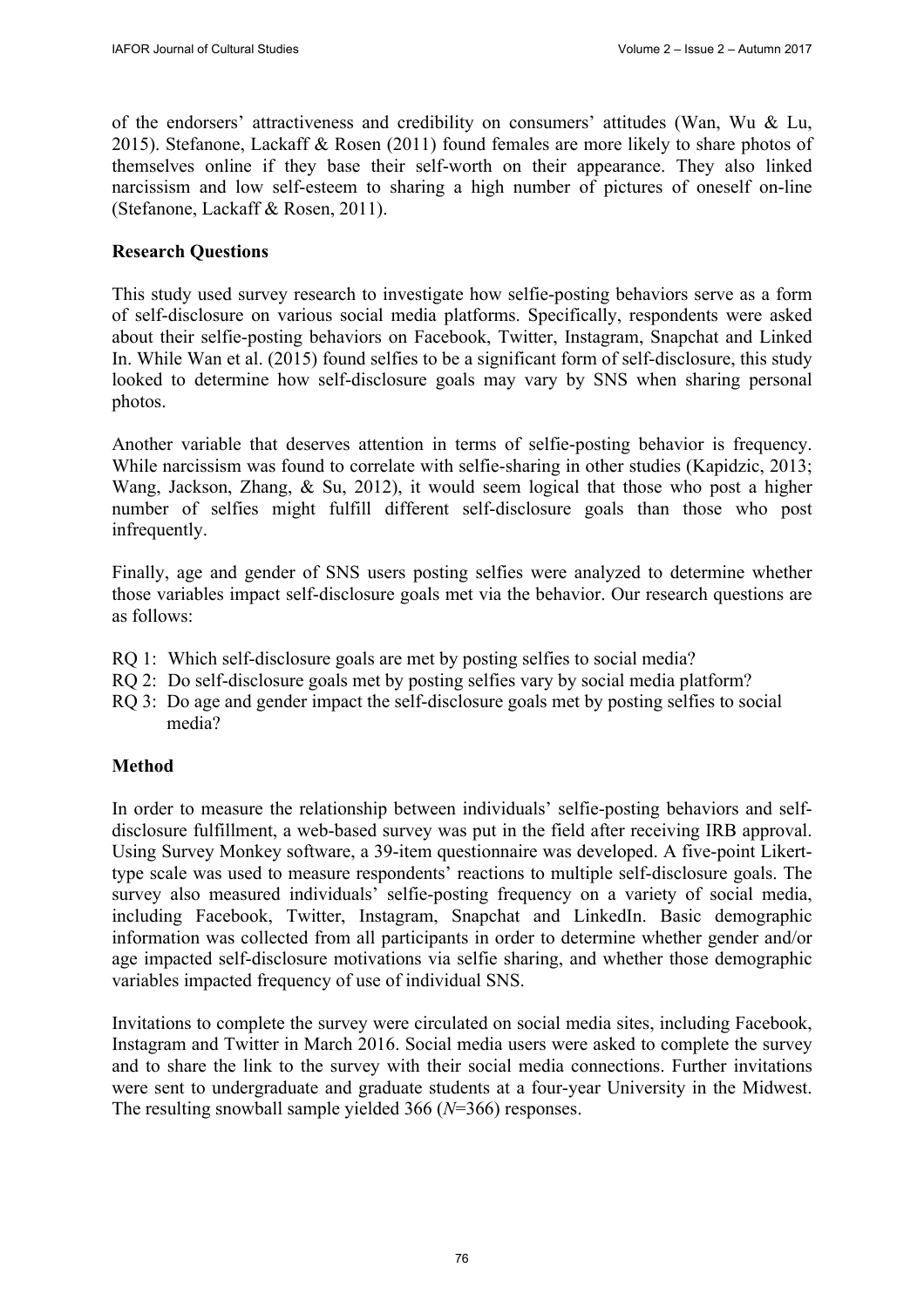of the endorsers' attractiveness and credibility on consumers' attitudes (Wan, Wu & Lu, 2015). Stefanone, Lackaff & Rosen (2011) found females are more likely to share photos of themselves online if they base their self-worth on their appearance. They also linked narcissism and low self-esteem to sharing a high number of pictures of oneself on-line (Stefanone, Lackaff & Rosen, 2011).

## Research Questions

This study used survey research to investigate how selfie-posting behaviors serve as a form of self-disclosure on various social media platforms. Specifically, respondents were asked about their selfie-posting behaviors on Facebook, Twitter, Instagram, Snapchat and Linked In. While Wan et al. (2015) found selfies to be a significant form of self-disclosure, this study looked to determine how self-disclosure goals may vary by SNS when sharing personal photos.

Another variable that deserves attention in terms of selfie-posting behavior is frequency. While narcissism was found to correlate with selfie-sharing in other studies (Kapidzic, 2013; Wang, Jackson, Zhang, & Su, 2012), it would seem logical that those who post a higher number of selfies might fulfill different self-disclosure goals than those who post infrequently.

Finally, age and gender of SNS users posting selfies were analyzed to determine whether those variables impact self-disclosure goals met via the behavior. Our research questions are as follows:

RQ 1: Which self-disclosure goals are met by posting selfies to social media?
RQ 2: Do self-disclosure goals met by posting selfies vary by social media platform?
RQ 3: Do age and gender impact the self-disclosure goals met by posting selfies to social media?

## Method

In order to measure the relationship between individuals' selfie-posting behaviors and self-disclosure fulfillment, a web-based survey was put in the field after receiving IRB approval. Using Survey Monkey software, a 39-item questionnaire was developed. A five-point Likert-type scale was used to measure respondents' reactions to multiple self-disclosure goals. The survey also measured individuals' selfie-posting frequency on a variety of social media, including Facebook, Twitter, Instagram, Snapchat and LinkedIn. Basic demographic information was collected from all participants in order to determine whether gender and/or age impacted self-disclosure motivations via selfie sharing, and whether those demographic variables impacted frequency of use of individual SNS.

Invitations to complete the survey were circulated on social media sites, including Facebook, Instagram and Twitter in March 2016. Social media users were asked to complete the survey and to share the link to the survey with their social media connections. Further invitations were sent to undergraduate and graduate students at a four-year University in the Midwest. The resulting snowball sample yielded 366 ($N$=366) responses.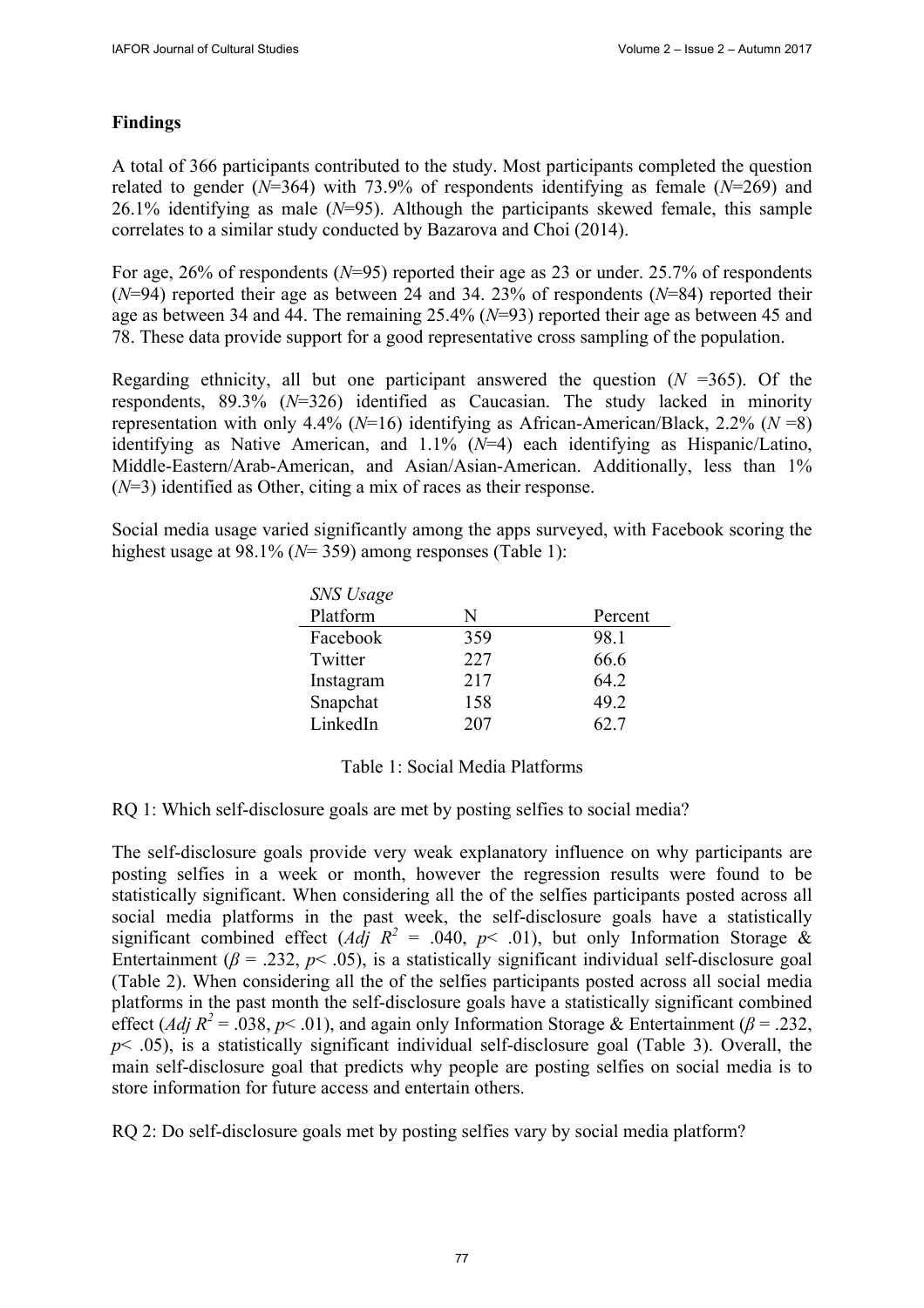## Findings

A total of 366 participants contributed to the study. Most participants completed the question related to gender (*N*=364) with 73.9% of respondents identifying as female (*N*=269) and 26.1% identifying as male (*N*=95). Although the participants skewed female, this sample correlates to a similar study conducted by Bazarova and Choi (2014).

For age, 26% of respondents (*N*=95) reported their age as 23 or under. 25.7% of respondents (*N*=94) reported their age as between 24 and 34. 23% of respondents (*N*=84) reported their age as between 34 and 44. The remaining 25.4% (*N*=93) reported their age as between 45 and 78. These data provide support for a good representative cross sampling of the population.

Regarding ethnicity, all but one participant answered the question (*N* =365). Of the respondents, 89.3% (*N*=326) identified as Caucasian. The study lacked in minority representation with only 4.4% (*N*=16) identifying as African-American/Black, 2.2% (*N* =8) identifying as Native American, and 1.1% (*N*=4) each identifying as Hispanic/Latino, Middle-Eastern/Arab-American, and Asian/Asian-American. Additionally, less than 1% (*N*=3) identified as Other, citing a mix of races as their response.

Social media usage varied significantly among the apps surveyed, with Facebook scoring the highest usage at 98.1% (*N*= 359) among responses (Table 1):

*SNS Usage*

| Platform | N | Percent |
|---|---|---|
| Facebook | 359 | 98.1 |
| Twitter | 227 | 66.6 |
| Instagram | 217 | 64.2 |
| Snapchat | 158 | 49.2 |
| LinkedIn | 207 | 62.7 |

Table 1: Social Media Platforms

RQ 1: Which self-disclosure goals are met by posting selfies to social media?

The self-disclosure goals provide very weak explanatory influence on why participants are posting selfies in a week or month, however the regression results were found to be statistically significant. When considering all the of the selfies participants posted across all social media platforms in the past week, the self-disclosure goals have a statistically significant combined effect (*Adj* $R^2$ = .040, $p < .01$), but only Information Storage & Entertainment ($\beta$ = .232, $p < .05$), is a statistically significant individual self-disclosure goal (Table 2). When considering all the of the selfies participants posted across all social media platforms in the past month the self-disclosure goals have a statistically significant combined effect (*Adj* $R^2$ = .038, $p < .01$), and again only Information Storage & Entertainment ($\beta$ = .232, $p < .05$), is a statistically significant individual self-disclosure goal (Table 3). Overall, the main self-disclosure goal that predicts why people are posting selfies on social media is to store information for future access and entertain others.

RQ 2: Do self-disclosure goals met by posting selfies vary by social media platform?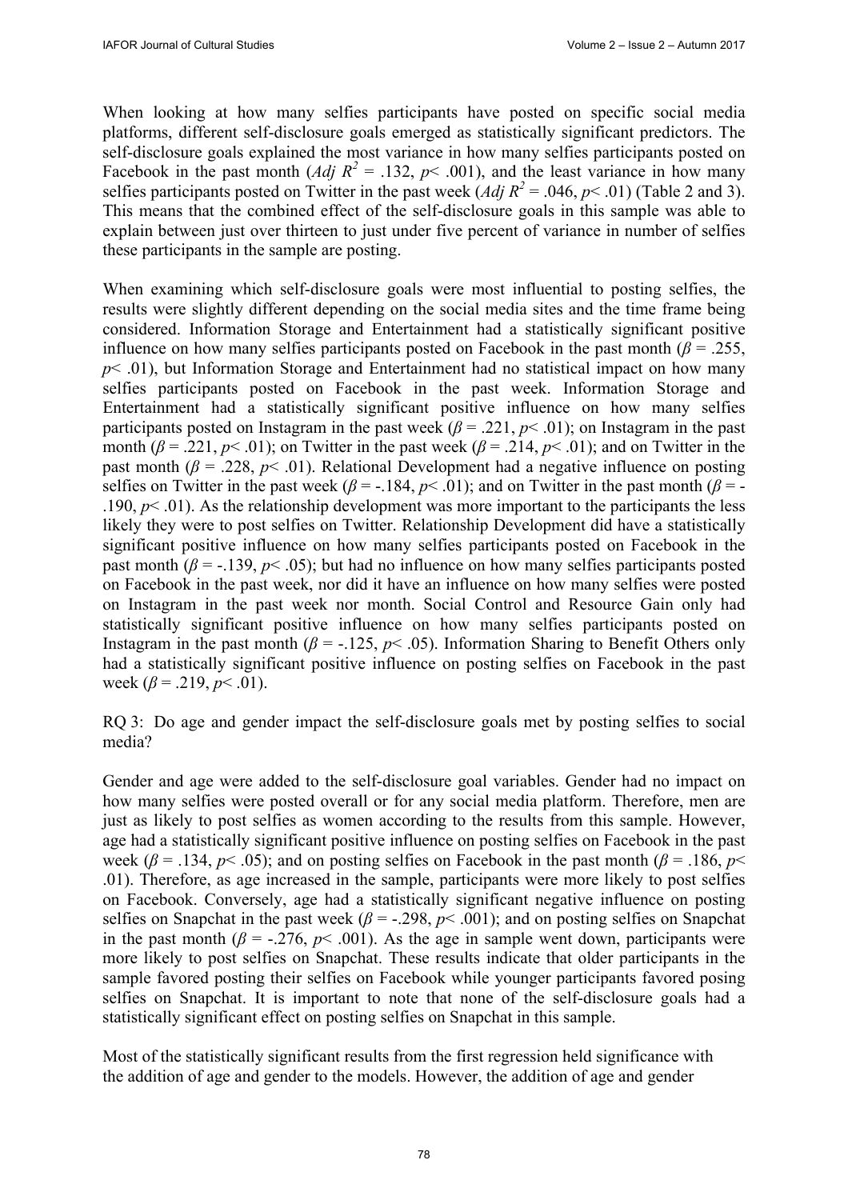When looking at how many selfies participants have posted on specific social media platforms, different self-disclosure goals emerged as statistically significant predictors. The self-disclosure goals explained the most variance in how many selfies participants posted on Facebook in the past month ($Adj\ R^2 = .132$, $p< .001$), and the least variance in how many selfies participants posted on Twitter in the past week ($Adj\ R^2 = .046$, $p< .01$) (Table 2 and 3). This means that the combined effect of the self-disclosure goals in this sample was able to explain between just over thirteen to just under five percent of variance in number of selfies these participants in the sample are posting.

When examining which self-disclosure goals were most influential to posting selfies, the results were slightly different depending on the social media sites and the time frame being considered. Information Storage and Entertainment had a statistically significant positive influence on how many selfies participants posted on Facebook in the past month ($\beta = .255$, $p< .01$), but Information Storage and Entertainment had no statistical impact on how many selfies participants posted on Facebook in the past week. Information Storage and Entertainment had a statistically significant positive influence on how many selfies participants posted on Instagram in the past week ($\beta = .221$, $p< .01$); on Instagram in the past month ($\beta = .221$, $p< .01$); on Twitter in the past week ($\beta = .214$, $p< .01$); and on Twitter in the past month ($\beta = .228$, $p< .01$). Relational Development had a negative influence on posting selfies on Twitter in the past week ($\beta = -.184$, $p< .01$); and on Twitter in the past month ($\beta = -.190$, $p< .01$). As the relationship development was more important to the participants the less likely they were to post selfies on Twitter. Relationship Development did have a statistically significant positive influence on how many selfies participants posted on Facebook in the past month ($\beta = -.139$, $p< .05$); but had no influence on how many selfies participants posted on Facebook in the past week, nor did it have an influence on how many selfies were posted on Instagram in the past week nor month. Social Control and Resource Gain only had statistically significant positive influence on how many selfies participants posted on Instagram in the past month ($\beta = -.125$, $p< .05$). Information Sharing to Benefit Others only had a statistically significant positive influence on posting selfies on Facebook in the past week ($\beta = .219$, $p< .01$).

RQ 3: Do age and gender impact the self-disclosure goals met by posting selfies to social media?

Gender and age were added to the self-disclosure goal variables. Gender had no impact on how many selfies were posted overall or for any social media platform. Therefore, men are just as likely to post selfies as women according to the results from this sample. However, age had a statistically significant positive influence on posting selfies on Facebook in the past week ($\beta = .134$, $p< .05$); and on posting selfies on Facebook in the past month ($\beta = .186$, $p< .01$). Therefore, as age increased in the sample, participants were more likely to post selfies on Facebook. Conversely, age had a statistically significant negative influence on posting selfies on Snapchat in the past week ($\beta = -.298$, $p< .001$); and on posting selfies on Snapchat in the past month ($\beta = -.276$, $p< .001$). As the age in sample went down, participants were more likely to post selfies on Snapchat. These results indicate that older participants in the sample favored posting their selfies on Facebook while younger participants favored posing selfies on Snapchat. It is important to note that none of the self-disclosure goals had a statistically significant effect on posting selfies on Snapchat in this sample.

Most of the statistically significant results from the first regression held significance with the addition of age and gender to the models. However, the addition of age and gender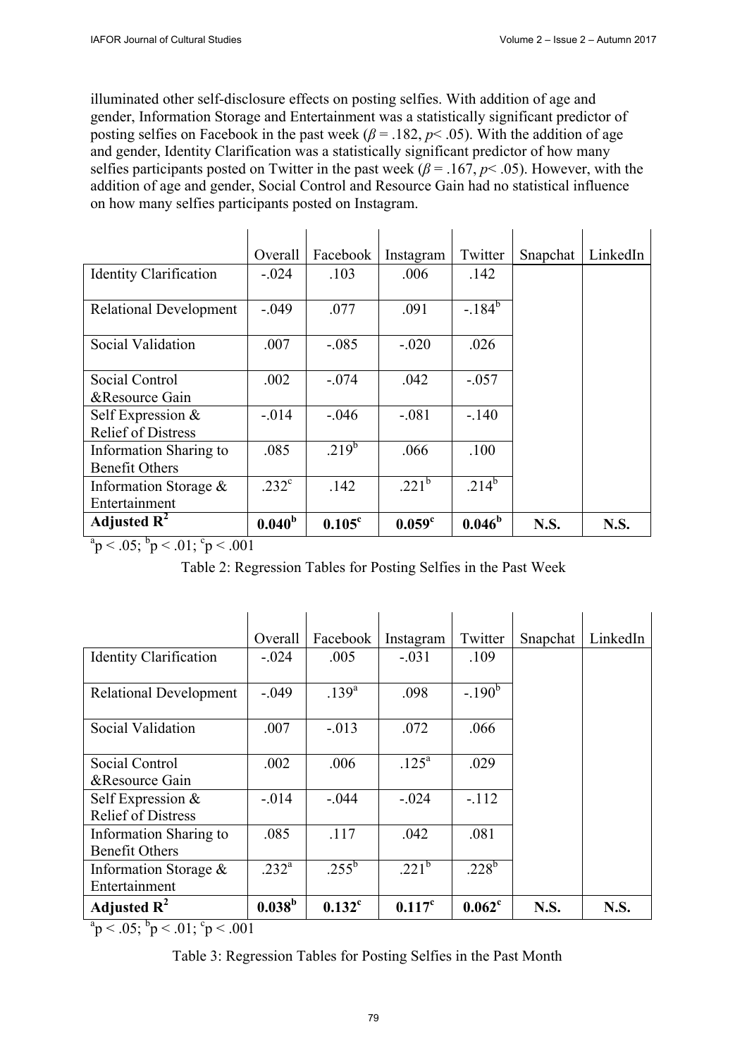illuminated other self-disclosure effects on posting selfies. With addition of age and gender, Information Storage and Entertainment was a statistically significant predictor of posting selfies on Facebook in the past week ($\beta = .182$, $p < .05$). With the addition of age and gender, Identity Clarification was a statistically significant predictor of how many selfies participants posted on Twitter in the past week ($\beta = .167$, $p < .05$). However, with the addition of age and gender, Social Control and Resource Gain had no statistical influence on how many selfies participants posted on Instagram.

| | Overall | Facebook | Instagram | Twitter | Snapchat | LinkedIn |
|---|---|---|---|---|---|---|
| Identity Clarification | -.024 | .103 | .006 | .142 | | |
| Relational Development | -.049 | .077 | .091 | $-.184^{b}$ | | |
| Social Validation | .007 | -.085 | -.020 | .026 | | |
| Social Control &Resource Gain | .002 | -.074 | .042 | -.057 | | |
| Self Expression & Relief of Distress | -.014 | -.046 | -.081 | -.140 | | |
| Information Sharing to Benefit Others | .085 | $.219^{b}$ | .066 | .100 | | |
| Information Storage & Entertainment | $.232^{c}$ | .142 | $.221^{b}$ | $.214^{b}$ | | |
| **Adjusted $R^2$** | **$0.040^{b}$** | **$0.105^{c}$** | **$0.059^{c}$** | **$0.046^{b}$** | **N.S.** | **N.S.** |

$^{a}p < .05$; $^{b}p < .01$; $^{c}p < .001$

Table 2: Regression Tables for Posting Selfies in the Past Week

| | Overall | Facebook | Instagram | Twitter | Snapchat | LinkedIn |
|---|---|---|---|---|---|---|
| Identity Clarification | -.024 | .005 | -.031 | .109 | | |
| Relational Development | -.049 | $.139^{a}$ | .098 | $-.190^{b}$ | | |
| Social Validation | .007 | -.013 | .072 | .066 | | |
| Social Control &Resource Gain | .002 | .006 | $.125^{a}$ | .029 | | |
| Self Expression & Relief of Distress | -.014 | -.044 | -.024 | -.112 | | |
| Information Sharing to Benefit Others | .085 | .117 | .042 | .081 | | |
| Information Storage & Entertainment | $.232^{a}$ | $.255^{b}$ | $.221^{b}$ | $.228^{b}$ | | |
| **Adjusted $R^2$** | **$0.038^{b}$** | **$0.132^{c}$** | **$0.117^{c}$** | **$0.062^{c}$** | **N.S.** | **N.S.** |

$^{a}p < .05$; $^{b}p < .01$; $^{c}p < .001$

Table 3: Regression Tables for Posting Selfies in the Past Month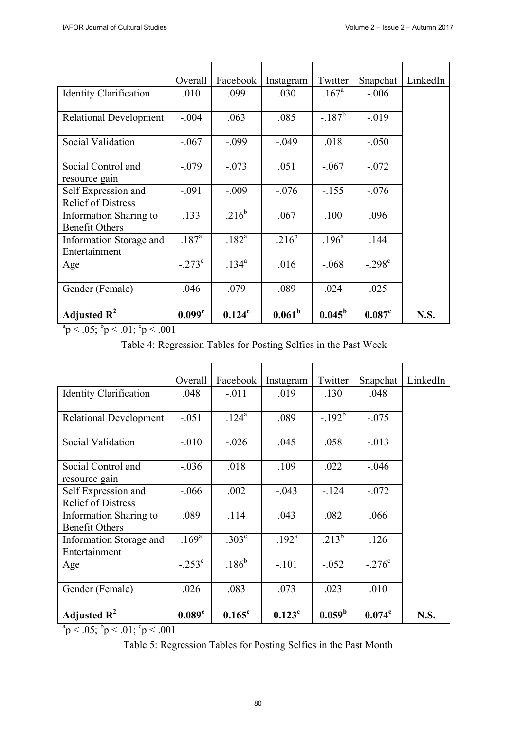| | Overall | Facebook | Instagram | Twitter | Snapchat | LinkedIn |
|---|---|---|---|---|---|---|
| Identity Clarification | .010 | .099 | .030 | .167[a] | -.006 | |
| Relational Development | -.004 | .063 | .085 | -.187[b] | -.019 | |
| Social Validation | -.067 | -.099 | -.049 | .018 | -.050 | |
| Social Control and resource gain | -.079 | -.073 | .051 | -.067 | -.072 | |
| Self Expression and Relief of Distress | -.091 | -.009 | -.076 | -.155 | -.076 | |
| Information Sharing to Benefit Others | .133 | .216[b] | .067 | .100 | .096 | |
| Information Storage and Entertainment | .187[a] | .182[a] | .216[b] | .196[a] | .144 | |
| Age | -.273[c] | .134[a] | .016 | -.068 | -.298[c] | |
| Gender (Female) | .046 | .079 | .089 | .024 | .025 | |
| **Adjusted $R^2$** | **0.099[c]** | **0.124[c]** | **0.061[b]** | **0.045[b]** | **0.087[c]** | **N.S.** |

[a]$p < .05$; [b]$p < .01$; [c]$p < .001$

Table 4: Regression Tables for Posting Selfies in the Past Week

| | Overall | Facebook | Instagram | Twitter | Snapchat | LinkedIn |
|---|---|---|---|---|---|---|
| Identity Clarification | .048 | -.011 | .019 | .130 | .048 | |
| Relational Development | -.051 | .124[a] | .089 | -.192[b] | -.075 | |
| Social Validation | -.010 | -.026 | .045 | .058 | -.013 | |
| Social Control and resource gain | -.036 | .018 | .109 | .022 | -.046 | |
| Self Expression and Relief of Distress | -.066 | .002 | -.043 | -.124 | -.072 | |
| Information Sharing to Benefit Others | .089 | .114 | .043 | .082 | .066 | |
| Information Storage and Entertainment | .169[a] | .303[c] | .192[a] | .213[b] | .126 | |
| Age | -.253[c] | .186[b] | -.101 | -.052 | -.276[c] | |
| Gender (Female) | .026 | .083 | .073 | .023 | .010 | |
| **Adjusted $R^2$** | **0.089[c]** | **0.165[c]** | **0.123[c]** | **0.059[b]** | **0.074[c]** | **N.S.** |

[a]$p < .05$; [b]$p < .01$; [c]$p < .001$

Table 5: Regression Tables for Posting Selfies in the Past Month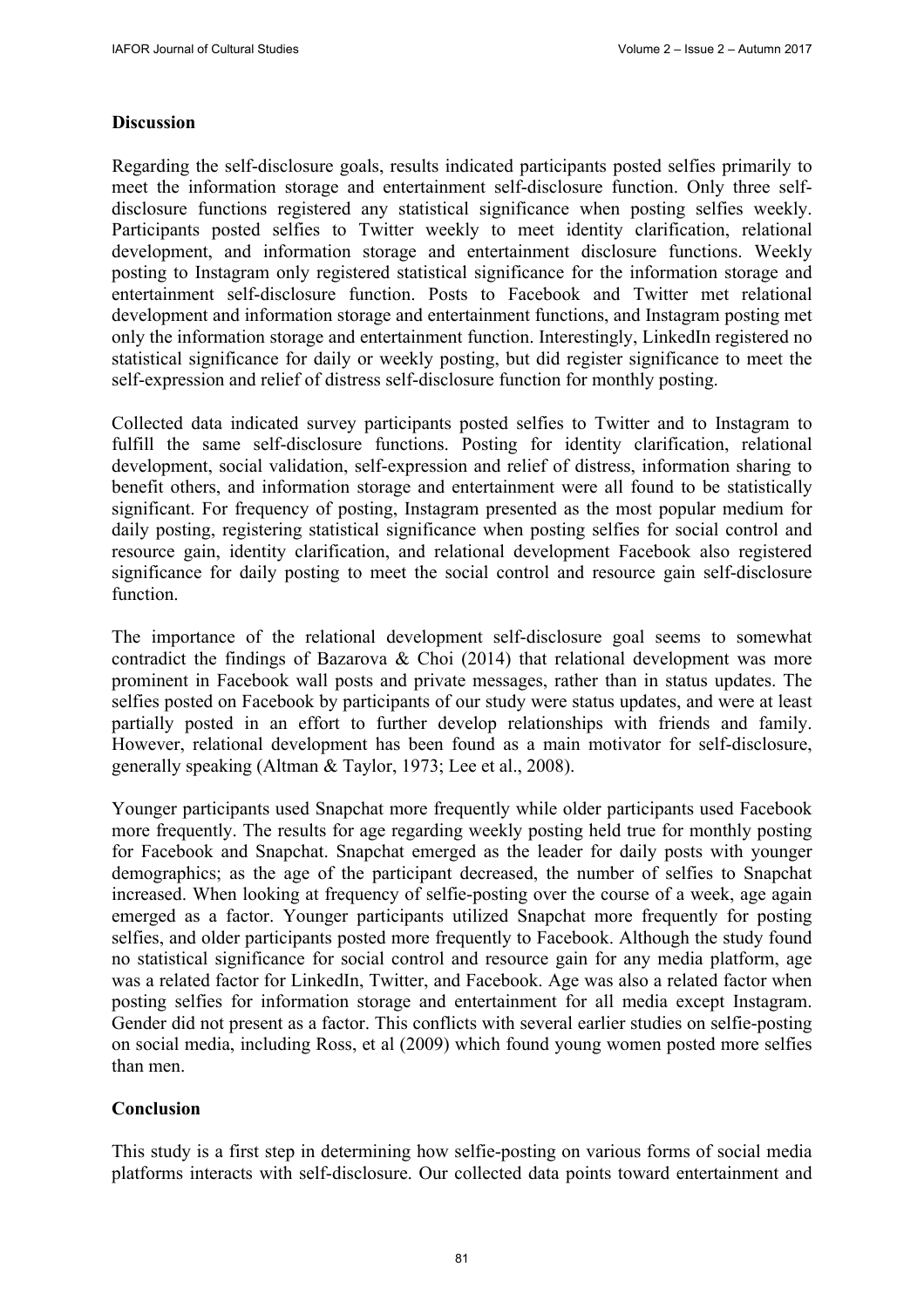## Discussion

Regarding the self-disclosure goals, results indicated participants posted selfies primarily to meet the information storage and entertainment self-disclosure function. Only three self-disclosure functions registered any statistical significance when posting selfies weekly. Participants posted selfies to Twitter weekly to meet identity clarification, relational development, and information storage and entertainment disclosure functions. Weekly posting to Instagram only registered statistical significance for the information storage and entertainment self-disclosure function. Posts to Facebook and Twitter met relational development and information storage and entertainment functions, and Instagram posting met only the information storage and entertainment function. Interestingly, LinkedIn registered no statistical significance for daily or weekly posting, but did register significance to meet the self-expression and relief of distress self-disclosure function for monthly posting.

Collected data indicated survey participants posted selfies to Twitter and to Instagram to fulfill the same self-disclosure functions. Posting for identity clarification, relational development, social validation, self-expression and relief of distress, information sharing to benefit others, and information storage and entertainment were all found to be statistically significant. For frequency of posting, Instagram presented as the most popular medium for daily posting, registering statistical significance when posting selfies for social control and resource gain, identity clarification, and relational development Facebook also registered significance for daily posting to meet the social control and resource gain self-disclosure function.

The importance of the relational development self-disclosure goal seems to somewhat contradict the findings of Bazarova & Choi (2014) that relational development was more prominent in Facebook wall posts and private messages, rather than in status updates. The selfies posted on Facebook by participants of our study were status updates, and were at least partially posted in an effort to further develop relationships with friends and family. However, relational development has been found as a main motivator for self-disclosure, generally speaking (Altman & Taylor, 1973; Lee et al., 2008).

Younger participants used Snapchat more frequently while older participants used Facebook more frequently. The results for age regarding weekly posting held true for monthly posting for Facebook and Snapchat. Snapchat emerged as the leader for daily posts with younger demographics; as the age of the participant decreased, the number of selfies to Snapchat increased. When looking at frequency of selfie-posting over the course of a week, age again emerged as a factor. Younger participants utilized Snapchat more frequently for posting selfies, and older participants posted more frequently to Facebook. Although the study found no statistical significance for social control and resource gain for any media platform, age was a related factor for LinkedIn, Twitter, and Facebook. Age was also a related factor when posting selfies for information storage and entertainment for all media except Instagram. Gender did not present as a factor. This conflicts with several earlier studies on selfie-posting on social media, including Ross, et al (2009) which found young women posted more selfies than men.

## Conclusion

This study is a first step in determining how selfie-posting on various forms of social media platforms interacts with self-disclosure. Our collected data points toward entertainment and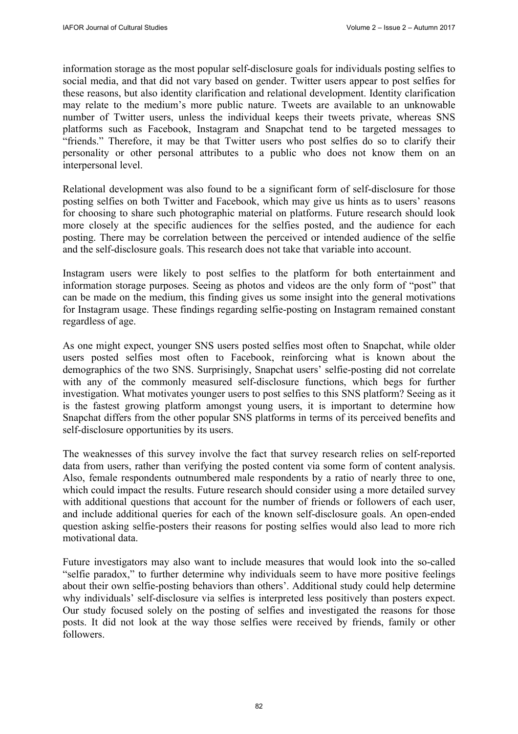information storage as the most popular self-disclosure goals for individuals posting selfies to social media, and that did not vary based on gender. Twitter users appear to post selfies for these reasons, but also identity clarification and relational development. Identity clarification may relate to the medium's more public nature. Tweets are available to an unknowable number of Twitter users, unless the individual keeps their tweets private, whereas SNS platforms such as Facebook, Instagram and Snapchat tend to be targeted messages to "friends." Therefore, it may be that Twitter users who post selfies do so to clarify their personality or other personal attributes to a public who does not know them on an interpersonal level.

Relational development was also found to be a significant form of self-disclosure for those posting selfies on both Twitter and Facebook, which may give us hints as to users' reasons for choosing to share such photographic material on platforms. Future research should look more closely at the specific audiences for the selfies posted, and the audience for each posting. There may be correlation between the perceived or intended audience of the selfie and the self-disclosure goals. This research does not take that variable into account.

Instagram users were likely to post selfies to the platform for both entertainment and information storage purposes. Seeing as photos and videos are the only form of "post" that can be made on the medium, this finding gives us some insight into the general motivations for Instagram usage. These findings regarding selfie-posting on Instagram remained constant regardless of age.

As one might expect, younger SNS users posted selfies most often to Snapchat, while older users posted selfies most often to Facebook, reinforcing what is known about the demographics of the two SNS. Surprisingly, Snapchat users' selfie-posting did not correlate with any of the commonly measured self-disclosure functions, which begs for further investigation. What motivates younger users to post selfies to this SNS platform? Seeing as it is the fastest growing platform amongst young users, it is important to determine how Snapchat differs from the other popular SNS platforms in terms of its perceived benefits and self-disclosure opportunities by its users.

The weaknesses of this survey involve the fact that survey research relies on self-reported data from users, rather than verifying the posted content via some form of content analysis. Also, female respondents outnumbered male respondents by a ratio of nearly three to one, which could impact the results. Future research should consider using a more detailed survey with additional questions that account for the number of friends or followers of each user, and include additional queries for each of the known self-disclosure goals. An open-ended question asking selfie-posters their reasons for posting selfies would also lead to more rich motivational data.

Future investigators may also want to include measures that would look into the so-called "selfie paradox," to further determine why individuals seem to have more positive feelings about their own selfie-posting behaviors than others'. Additional study could help determine why individuals' self-disclosure via selfies is interpreted less positively than posters expect. Our study focused solely on the posting of selfies and investigated the reasons for those posts. It did not look at the way those selfies were received by friends, family or other followers.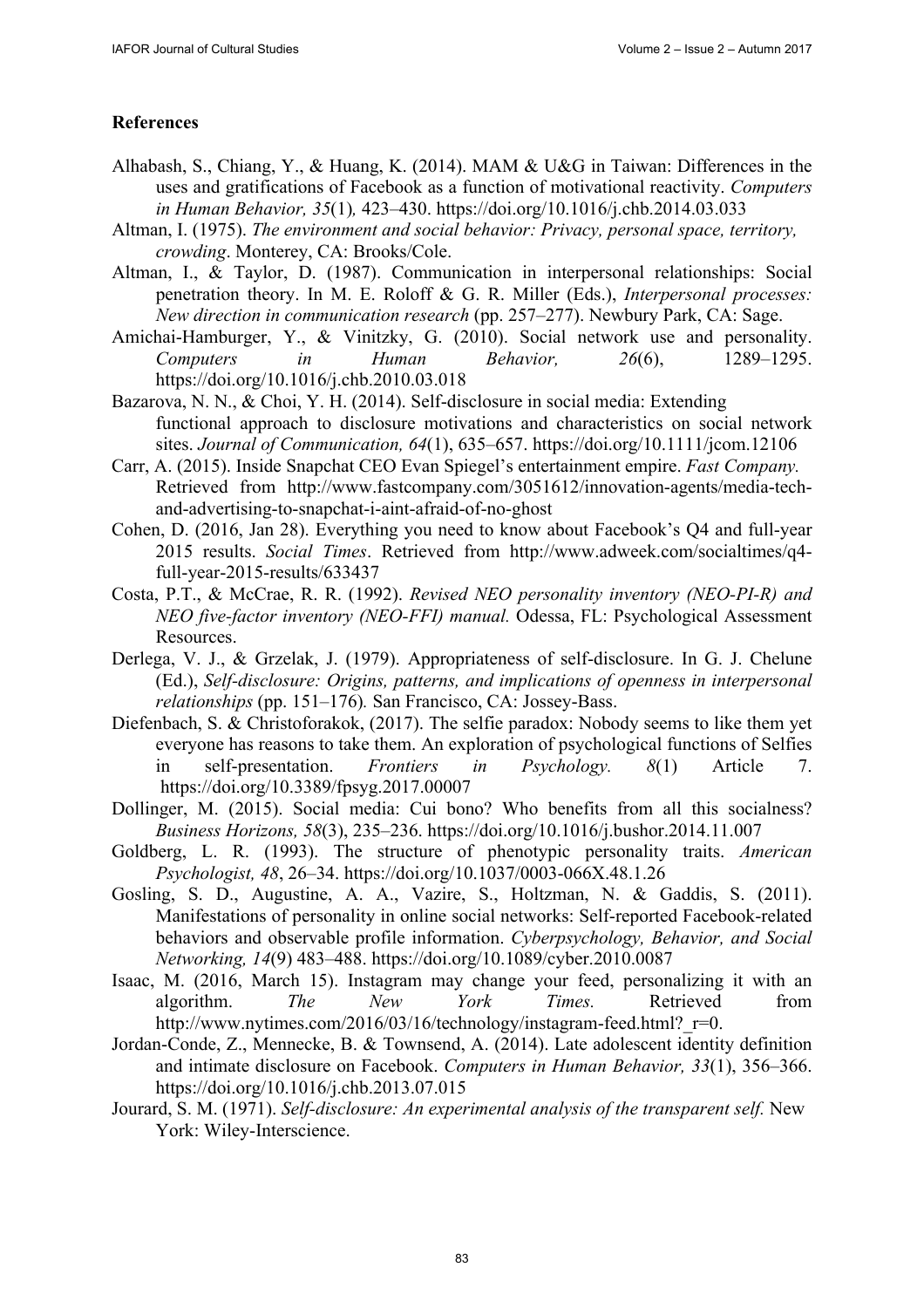## References

Alhabash, S., Chiang, Y., & Huang, K. (2014). MAM & U&G in Taiwan: Differences in the uses and gratifications of Facebook as a function of motivational reactivity. *Computers in Human Behavior, 35*(1)*,* 423–430. https://doi.org/10.1016/j.chb.2014.03.033

Altman, I. (1975). *The environment and social behavior: Privacy, personal space, territory, crowding*. Monterey, CA: Brooks/Cole.

Altman, I., & Taylor, D. (1987). Communication in interpersonal relationships: Social penetration theory. In M. E. Roloff & G. R. Miller (Eds.), *Interpersonal processes: New direction in communication research* (pp. 257–277). Newbury Park, CA: Sage.

Amichai-Hamburger, Y., & Vinitzky, G. (2010). Social network use and personality. *Computers in Human Behavior, 26*(6), 1289–1295. https://doi.org/10.1016/j.chb.2010.03.018

Bazarova, N. N., & Choi, Y. H. (2014). Self-disclosure in social media: Extending functional approach to disclosure motivations and characteristics on social network sites. *Journal of Communication, 64*(1), 635–657. https://doi.org/10.1111/jcom.12106

Carr, A. (2015). Inside Snapchat CEO Evan Spiegel's entertainment empire. *Fast Company.* Retrieved from http://www.fastcompany.com/3051612/innovation-agents/media-tech-and-advertising-to-snapchat-i-aint-afraid-of-no-ghost

Cohen, D. (2016, Jan 28). Everything you need to know about Facebook's Q4 and full-year 2015 results. *Social Times*. Retrieved from http://www.adweek.com/socialtimes/q4-full-year-2015-results/633437

Costa, P.T., & McCrae, R. R. (1992). *Revised NEO personality inventory (NEO-PI-R) and NEO five-factor inventory (NEO-FFI) manual.* Odessa, FL: Psychological Assessment Resources.

Derlega, V. J., & Grzelak, J. (1979). Appropriateness of self-disclosure. In G. J. Chelune (Ed.), *Self-disclosure: Origins, patterns, and implications of openness in interpersonal relationships* (pp. 151–176)*.* San Francisco, CA: Jossey-Bass.

Diefenbach, S. & Christoforakok, (2017). The selfie paradox: Nobody seems to like them yet everyone has reasons to take them. An exploration of psychological functions of Selfies in self-presentation. *Frontiers in Psychology. 8*(1) Article 7. https://doi.org/10.3389/fpsyg.2017.00007

Dollinger, M. (2015). Social media: Cui bono? Who benefits from all this socialness? *Business Horizons, 58*(3), 235–236. https://doi.org/10.1016/j.bushor.2014.11.007

Goldberg, L. R. (1993). The structure of phenotypic personality traits. *American Psychologist, 48*, 26–34. https://doi.org/10.1037/0003-066X.48.1.26

Gosling, S. D., Augustine, A. A., Vazire, S., Holtzman, N. & Gaddis, S. (2011). Manifestations of personality in online social networks: Self-reported Facebook-related behaviors and observable profile information. *Cyberpsychology, Behavior, and Social Networking, 14*(9) 483–488. https://doi.org/10.1089/cyber.2010.0087

Isaac, M. (2016, March 15). Instagram may change your feed, personalizing it with an algorithm. *The New York Times.* Retrieved from http://www.nytimes.com/2016/03/16/technology/instagram-feed.html?_r=0.

Jordan-Conde, Z., Mennecke, B. & Townsend, A. (2014). Late adolescent identity definition and intimate disclosure on Facebook. *Computers in Human Behavior, 33*(1), 356–366. https://doi.org/10.1016/j.chb.2013.07.015

Jourard, S. M. (1971). *Self-disclosure: An experimental analysis of the transparent self.* New York: Wiley-Interscience.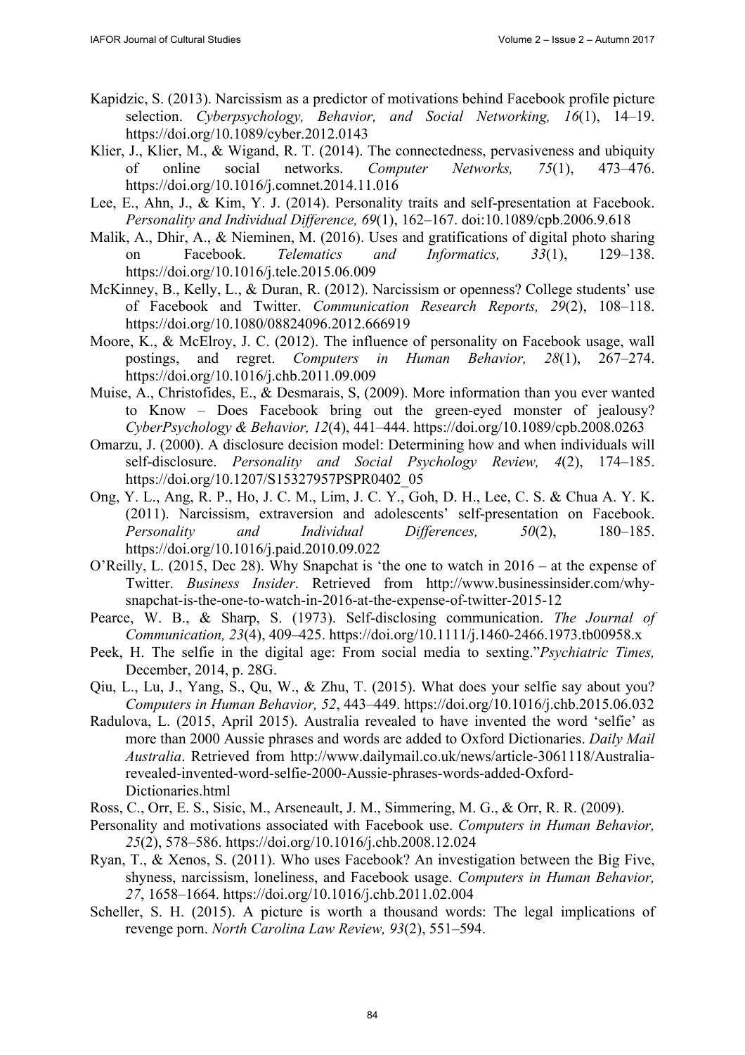Kapidzic, S. (2013). Narcissism as a predictor of motivations behind Facebook profile picture selection. *Cyberpsychology, Behavior, and Social Networking, 16*(1), 14–19. https://doi.org/10.1089/cyber.2012.0143

Klier, J., Klier, M., & Wigand, R. T. (2014). The connectedness, pervasiveness and ubiquity of online social networks. *Computer Networks, 75*(1), 473–476. https://doi.org/10.1016/j.comnet.2014.11.016

Lee, E., Ahn, J., & Kim, Y. J. (2014). Personality traits and self-presentation at Facebook. *Personality and Individual Difference, 69*(1), 162–167. doi:10.1089/cpb.2006.9.618

Malik, A., Dhir, A., & Nieminen, M. (2016). Uses and gratifications of digital photo sharing on Facebook. *Telematics and Informatics, 33*(1), 129–138. https://doi.org/10.1016/j.tele.2015.06.009

McKinney, B., Kelly, L., & Duran, R. (2012). Narcissism or openness? College students' use of Facebook and Twitter. *Communication Research Reports, 29*(2), 108–118. https://doi.org/10.1080/08824096.2012.666919

Moore, K., & McElroy, J. C. (2012). The influence of personality on Facebook usage, wall postings, and regret. *Computers in Human Behavior, 28*(1), 267–274. https://doi.org/10.1016/j.chb.2011.09.009

Muise, A., Christofides, E., & Desmarais, S, (2009). More information than you ever wanted to Know – Does Facebook bring out the green-eyed monster of jealousy? *CyberPsychology & Behavior, 12*(4), 441–444. https://doi.org/10.1089/cpb.2008.0263

Omarzu, J. (2000). A disclosure decision model: Determining how and when individuals will self-disclosure. *Personality and Social Psychology Review, 4*(2), 174–185. https://doi.org/10.1207/S15327957PSPR0402_05

Ong, Y. L., Ang, R. P., Ho, J. C. M., Lim, J. C. Y., Goh, D. H., Lee, C. S. & Chua A. Y. K. (2011). Narcissism, extraversion and adolescents' self-presentation on Facebook. *Personality and Individual Differences, 50*(2), 180–185. https://doi.org/10.1016/j.paid.2010.09.022

O'Reilly, L. (2015, Dec 28). Why Snapchat is 'the one to watch in 2016 – at the expense of Twitter. *Business Insider*. Retrieved from http://www.businessinsider.com/why-snapchat-is-the-one-to-watch-in-2016-at-the-expense-of-twitter-2015-12

Pearce, W. B., & Sharp, S. (1973). Self-disclosing communication. *The Journal of Communication, 23*(4), 409–425. https://doi.org/10.1111/j.1460-2466.1973.tb00958.x

Peek, H. The selfie in the digital age: From social media to sexting."*Psychiatric Times,* December, 2014, p. 28G.

Qiu, L., Lu, J., Yang, S., Qu, W., & Zhu, T. (2015). What does your selfie say about you? *Computers in Human Behavior, 52*, 443–449. https://doi.org/10.1016/j.chb.2015.06.032

Radulova, L. (2015, April 2015). Australia revealed to have invented the word 'selfie' as more than 2000 Aussie phrases and words are added to Oxford Dictionaries. *Daily Mail Australia*. Retrieved from http://www.dailymail.co.uk/news/article-3061118/Australia-revealed-invented-word-selfie-2000-Aussie-phrases-words-added-Oxford-Dictionaries.html

Ross, C., Orr, E. S., Sisic, M., Arseneault, J. M., Simmering, M. G., & Orr, R. R. (2009).

Personality and motivations associated with Facebook use. *Computers in Human Behavior, 25*(2), 578–586. https://doi.org/10.1016/j.chb.2008.12.024

Ryan, T., & Xenos, S. (2011). Who uses Facebook? An investigation between the Big Five, shyness, narcissism, loneliness, and Facebook usage. *Computers in Human Behavior, 27*, 1658–1664. https://doi.org/10.1016/j.chb.2011.02.004

Scheller, S. H. (2015). A picture is worth a thousand words: The legal implications of revenge porn. *North Carolina Law Review, 93*(2), 551–594.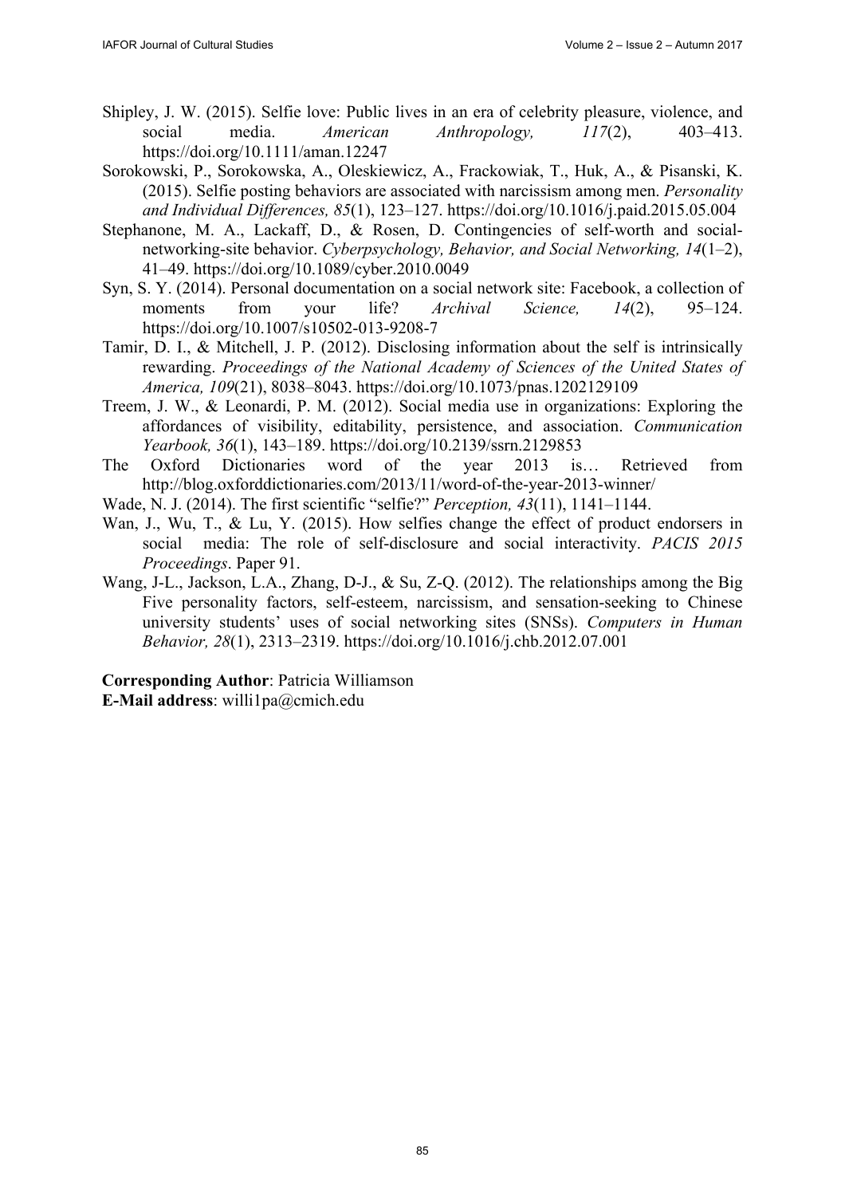Shipley, J. W. (2015). Selfie love: Public lives in an era of celebrity pleasure, violence, and social media. *American Anthropology, 117*(2), 403–413. https://doi.org/10.1111/aman.12247

Sorokowski, P., Sorokowska, A., Oleskiewicz, A., Frackowiak, T., Huk, A., & Pisanski, K. (2015). Selfie posting behaviors are associated with narcissism among men. *Personality and Individual Differences, 85*(1), 123–127. https://doi.org/10.1016/j.paid.2015.05.004

Stephanone, M. A., Lackaff, D., & Rosen, D. Contingencies of self-worth and social-networking-site behavior. *Cyberpsychology, Behavior, and Social Networking, 14*(1–2), 41–49. https://doi.org/10.1089/cyber.2010.0049

Syn, S. Y. (2014). Personal documentation on a social network site: Facebook, a collection of moments from your life? *Archival Science, 14*(2), 95–124. https://doi.org/10.1007/s10502-013-9208-7

Tamir, D. I., & Mitchell, J. P. (2012). Disclosing information about the self is intrinsically rewarding. *Proceedings of the National Academy of Sciences of the United States of America, 109*(21), 8038–8043. https://doi.org/10.1073/pnas.1202129109

Treem, J. W., & Leonardi, P. M. (2012). Social media use in organizations: Exploring the affordances of visibility, editability, persistence, and association. *Communication Yearbook, 36*(1), 143–189. https://doi.org/10.2139/ssrn.2129853

The Oxford Dictionaries word of the year 2013 is… Retrieved from http://blog.oxforddictionaries.com/2013/11/word-of-the-year-2013-winner/

Wade, N. J. (2014). The first scientific "selfie?" *Perception, 43*(11), 1141–1144.

Wan, J., Wu, T., & Lu, Y. (2015). How selfies change the effect of product endorsers in social media: The role of self-disclosure and social interactivity. *PACIS 2015 Proceedings*. Paper 91.

Wang, J-L., Jackson, L.A., Zhang, D-J., & Su, Z-Q. (2012). The relationships among the Big Five personality factors, self-esteem, narcissism, and sensation-seeking to Chinese university students' uses of social networking sites (SNSs). *Computers in Human Behavior, 28*(1), 2313–2319. https://doi.org/10.1016/j.chb.2012.07.001

**Corresponding Author**: Patricia Williamson
**E-Mail address**: willi1pa@cmich.edu